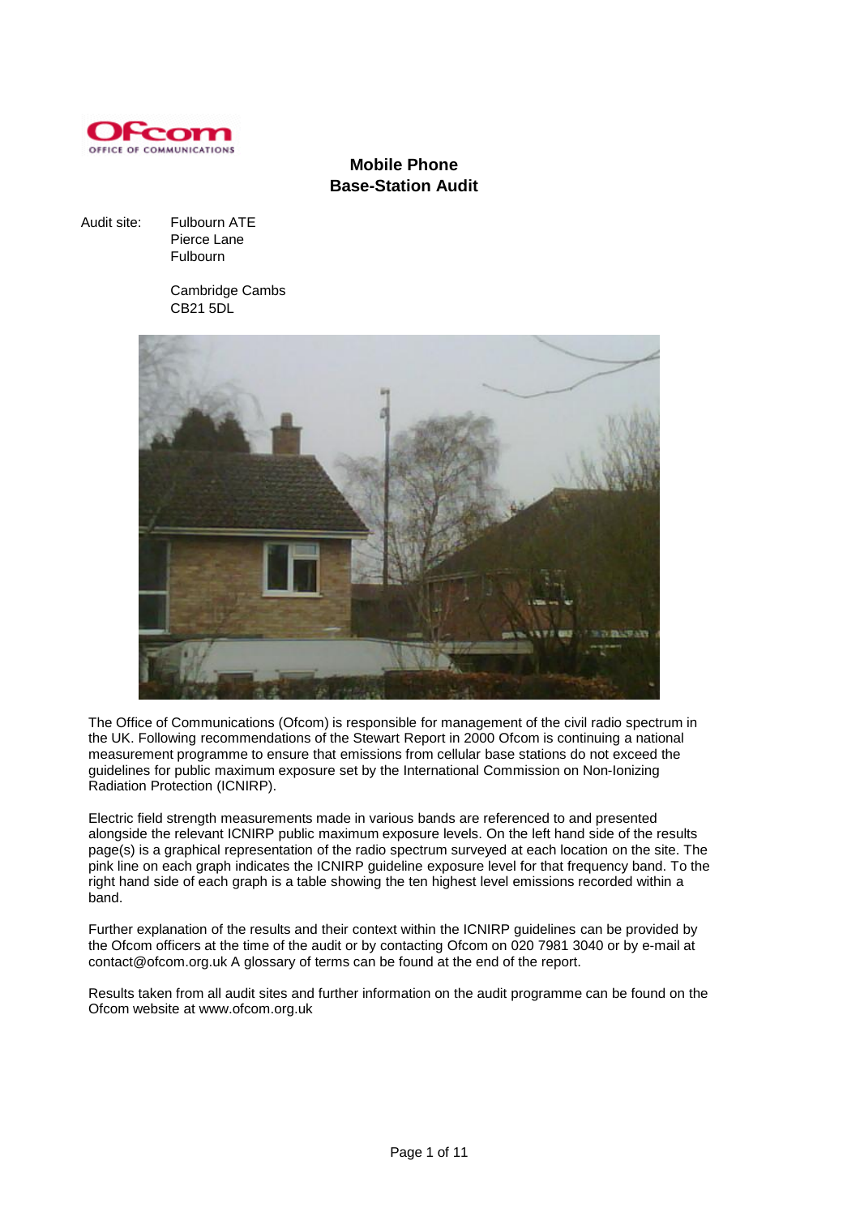Ofcom
OFFICE OF COMMUNICATIONS

# Mobile Phone Base-Station Audit

Audit site: Fulbourn ATE
Pierce Lane
Fulbourn

Cambridge Cambs
CB21 5DL

The Office of Communications (Ofcom) is responsible for management of the civil radio spectrum in the UK. Following recommendations of the Stewart Report in 2000 Ofcom is continuing a national measurement programme to ensure that emissions from cellular base stations do not exceed the guidelines for public maximum exposure set by the International Commission on Non-Ionizing Radiation Protection (ICNIRP).

Electric field strength measurements made in various bands are referenced to and presented alongside the relevant ICNIRP public maximum exposure levels. On the left hand side of the results page(s) is a graphical representation of the radio spectrum surveyed at each location on the site. The pink line on each graph indicates the ICNIRP guideline exposure level for that frequency band. To the right hand side of each graph is a table showing the ten highest level emissions recorded within a band.

Further explanation of the results and their context within the ICNIRP guidelines can be provided by the Ofcom officers at the time of the audit or by contacting Ofcom on 020 7981 3040 or by e-mail at contact@ofcom.org.uk A glossary of terms can be found at the end of the report.

Results taken from all audit sites and further information on the audit programme can be found on the Ofcom website at www.ofcom.org.uk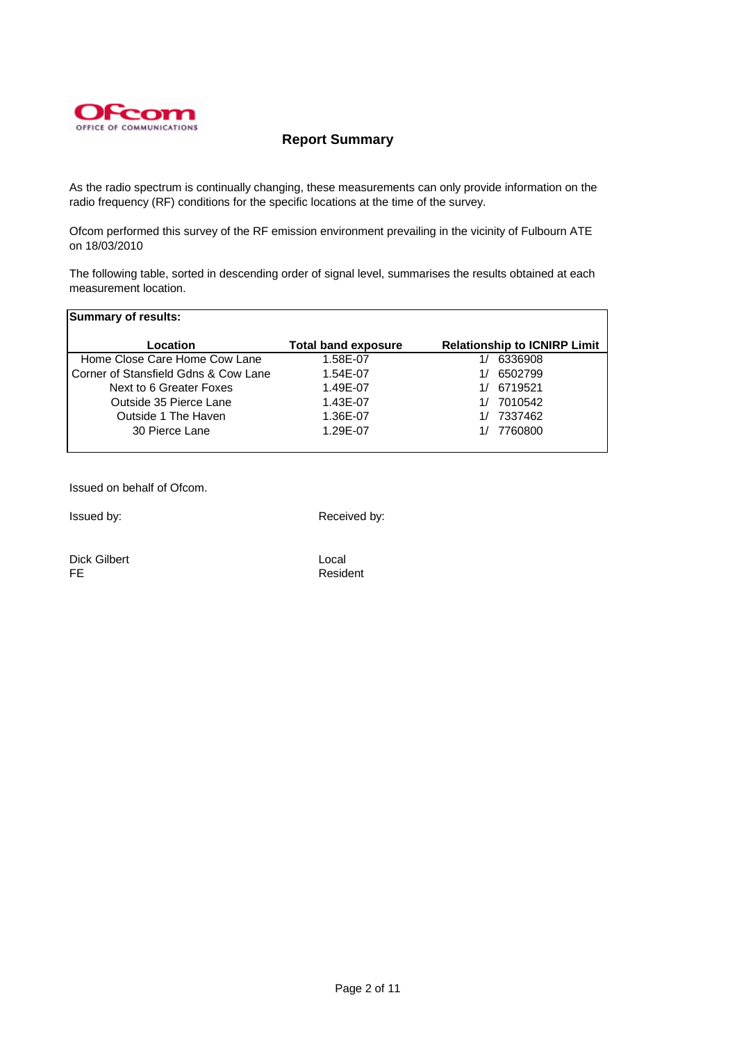Ofcom
OFFICE OF COMMUNICATIONS

## Report Summary

As the radio spectrum is continually changing, these measurements can only provide information on the radio frequency (RF) conditions for the specific locations at the time of the survey.

Ofcom performed this survey of the RF emission environment prevailing in the vicinity of Fulbourn ATE on 18/03/2010

The following table, sorted in descending order of signal level, summarises the results obtained at each measurement location.

**Summary of results:**

| Location | Total band exposure | Relationship to ICNIRP Limit |
|---|---|---|
| Home Close Care Home Cow Lane | 1.58E-07 | 1/ 6336908 |
| Corner of Stansfield Gdns & Cow Lane | 1.54E-07 | 1/ 6502799 |
| Next to 6 Greater Foxes | 1.49E-07 | 1/ 6719521 |
| Outside 35 Pierce Lane | 1.43E-07 | 1/ 7010542 |
| Outside 1 The Haven | 1.36E-07 | 1/ 7337462 |
| 30 Pierce Lane | 1.29E-07 | 1/ 7760800 |

Issued on behalf of Ofcom.

Issued by:

Dick Gilbert
FE

Received by:

Local
Resident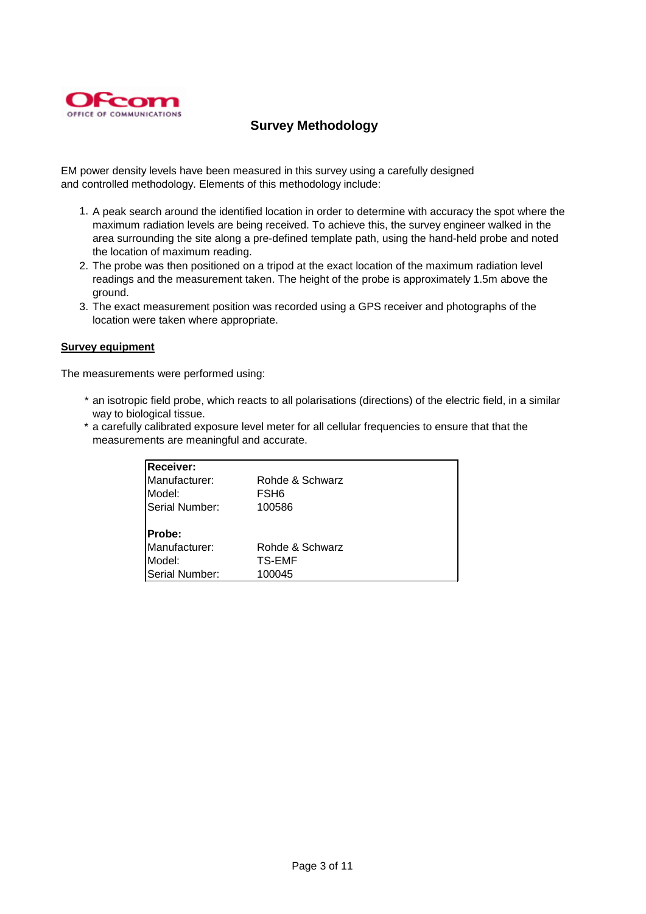Ofcom
OFFICE OF COMMUNICATIONS

## Survey Methodology

EM power density levels have been measured in this survey using a carefully designed and controlled methodology. Elements of this methodology include:

1. A peak search around the identified location in order to determine with accuracy the spot where the maximum radiation levels are being received. To achieve this, the survey engineer walked in the area surrounding the site along a pre-defined template path, using the hand-held probe and noted the location of maximum reading.
2. The probe was then positioned on a tripod at the exact location of the maximum radiation level readings and the measurement taken. The height of the probe is approximately 1.5m above the ground.
3. The exact measurement position was recorded using a GPS receiver and photographs of the location were taken where appropriate.

### Survey equipment

The measurements were performed using:

* an isotropic field probe, which reacts to all polarisations (directions) of the electric field, in a similar way to biological tissue.
* a carefully calibrated exposure level meter for all cellular frequencies to ensure that that the measurements are meaningful and accurate.

| **Receiver:** | |
|---|---|
| Manufacturer: | Rohde & Schwarz |
| Model: | FSH6 |
| Serial Number: | 100586 |
| **Probe:** | |
| Manufacturer: | Rohde & Schwarz |
| Model: | TS-EMF |
| Serial Number: | 100045 |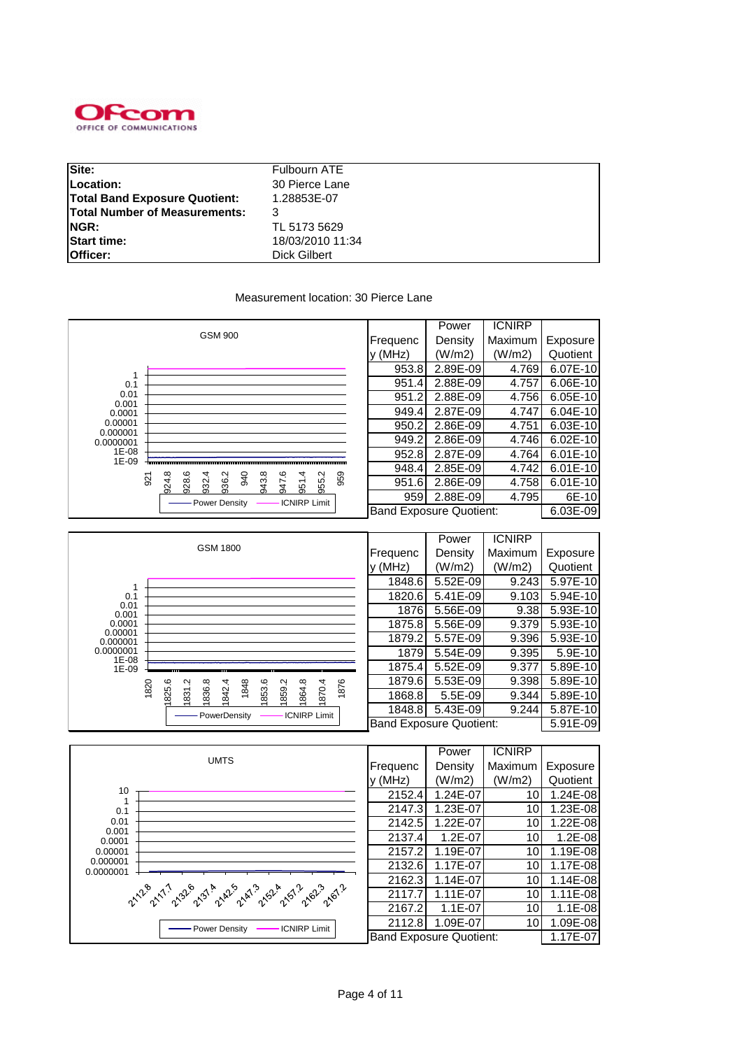Ofcom
OFFICE OF COMMUNICATIONS

| | |
|---|---|
| **Site:** | Fulbourn ATE |
| **Location:** | 30 Pierce Lane |
| **Total Band Exposure Quotient:** | 1.28853E-07 |
| **Total Number of Measurements:** | 3 |
| **NGR:** | TL 5173 5629 |
| **Start time:** | 18/03/2010 11:34 |
| **Officer:** | Dick Gilbert |

Measurement location: 30 Pierce Lane

GSM 900

| Frequency (MHz) | Power Density (W/m2) | ICNIRP Maximum (W/m2) | Exposure Quotient |
|---|---|---|---|
| 953.8 | 2.89E-09 | 4.769 | 6.07E-10 |
| 951.4 | 2.88E-09 | 4.757 | 6.06E-10 |
| 951.2 | 2.88E-09 | 4.756 | 6.05E-10 |
| 949.4 | 2.87E-09 | 4.747 | 6.04E-10 |
| 950.2 | 2.86E-09 | 4.751 | 6.03E-10 |
| 949.2 | 2.86E-09 | 4.746 | 6.02E-10 |
| 952.8 | 2.87E-09 | 4.764 | 6.01E-10 |
| 948.4 | 2.85E-09 | 4.742 | 6.01E-10 |
| 951.6 | 2.86E-09 | 4.758 | 6.01E-10 |
| 959 | 2.88E-09 | 4.795 | 6E-10 |
| Band Exposure Quotient: | | | 6.03E-09 |

GSM 1800

| Frequency (MHz) | Power Density (W/m2) | ICNIRP Maximum (W/m2) | Exposure Quotient |
|---|---|---|---|
| 1848.6 | 5.52E-09 | 9.243 | 5.97E-10 |
| 1820.6 | 5.41E-09 | 9.103 | 5.94E-10 |
| 1876 | 5.56E-09 | 9.38 | 5.93E-10 |
| 1875.8 | 5.56E-09 | 9.379 | 5.93E-10 |
| 1879.2 | 5.57E-09 | 9.396 | 5.93E-10 |
| 1879 | 5.54E-09 | 9.395 | 5.9E-10 |
| 1875.4 | 5.52E-09 | 9.377 | 5.89E-10 |
| 1879.6 | 5.53E-09 | 9.398 | 5.89E-10 |
| 1868.8 | 5.5E-09 | 9.344 | 5.89E-10 |
| 1848.8 | 5.43E-09 | 9.244 | 5.87E-10 |
| Band Exposure Quotient: | | | 5.91E-09 |

UMTS

| Frequency (MHz) | Power Density (W/m2) | ICNIRP Maximum (W/m2) | Exposure Quotient |
|---|---|---|---|
| 2152.4 | 1.24E-07 | 10 | 1.24E-08 |
| 2147.3 | 1.23E-07 | 10 | 1.23E-08 |
| 2142.5 | 1.22E-07 | 10 | 1.22E-08 |
| 2137.4 | 1.2E-07 | 10 | 1.2E-08 |
| 2157.2 | 1.19E-07 | 10 | 1.19E-08 |
| 2132.6 | 1.17E-07 | 10 | 1.17E-08 |
| 2162.3 | 1.14E-07 | 10 | 1.14E-08 |
| 2117.7 | 1.11E-07 | 10 | 1.11E-08 |
| 2167.2 | 1.1E-07 | 10 | 1.1E-08 |
| 2112.8 | 1.09E-07 | 10 | 1.09E-08 |
| Band Exposure Quotient: | | | 1.17E-07 |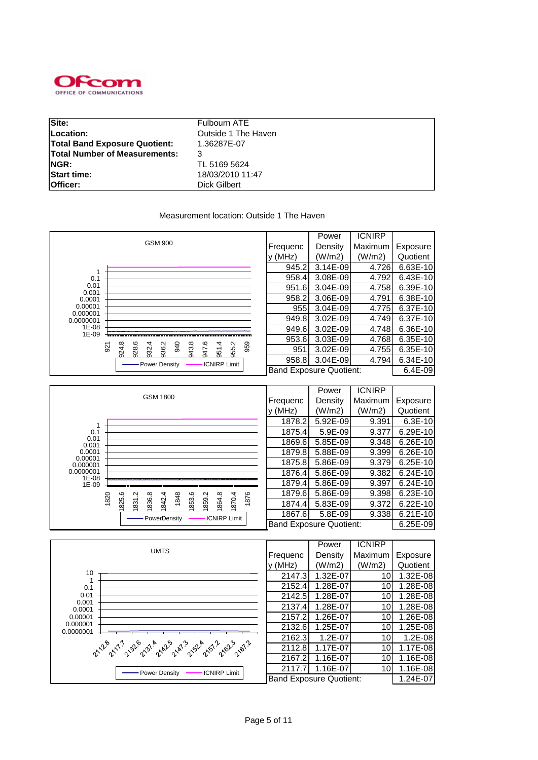| | |
|---|---|
| **Site:** | Fulbourn ATE |
| **Location:** | Outside 1 The Haven |
| **Total Band Exposure Quotient:** | 1.36287E-07 |
| **Total Number of Measurements:** | 3 |
| **NGR:** | TL 5169 5624 |
| **Start time:** | 18/03/2010 11:47 |
| **Officer:** | Dick Gilbert |

Measurement location: Outside 1 The Haven

GSM 900

| Frequency (MHz) | Power Density (W/m2) | ICNIRP Maximum (W/m2) | Exposure Quotient |
|---|---|---|---|
| 945.2 | 3.14E-09 | 4.726 | 6.63E-10 |
| 958.4 | 3.08E-09 | 4.792 | 6.43E-10 |
| 951.6 | 3.04E-09 | 4.758 | 6.39E-10 |
| 958.2 | 3.06E-09 | 4.791 | 6.38E-10 |
| 955 | 3.04E-09 | 4.775 | 6.37E-10 |
| 949.8 | 3.02E-09 | 4.749 | 6.37E-10 |
| 949.6 | 3.02E-09 | 4.748 | 6.36E-10 |
| 953.6 | 3.03E-09 | 4.768 | 6.35E-10 |
| 951 | 3.02E-09 | 4.755 | 6.35E-10 |
| 958.8 | 3.04E-09 | 4.794 | 6.34E-10 |
| Band Exposure Quotient: | | | 6.4E-09 |

GSM 1800

| Frequency (MHz) | Power Density (W/m2) | ICNIRP Maximum (W/m2) | Exposure Quotient |
|---|---|---|---|
| 1878.2 | 5.92E-09 | 9.391 | 6.3E-10 |
| 1875.4 | 5.9E-09 | 9.377 | 6.29E-10 |
| 1869.6 | 5.85E-09 | 9.348 | 6.26E-10 |
| 1879.8 | 5.88E-09 | 9.399 | 6.26E-10 |
| 1875.8 | 5.86E-09 | 9.379 | 6.25E-10 |
| 1876.4 | 5.86E-09 | 9.382 | 6.24E-10 |
| 1879.4 | 5.86E-09 | 9.397 | 6.24E-10 |
| 1879.6 | 5.86E-09 | 9.398 | 6.23E-10 |
| 1874.4 | 5.83E-09 | 9.372 | 6.22E-10 |
| 1867.6 | 5.8E-09 | 9.338 | 6.21E-10 |
| Band Exposure Quotient: | | | 6.25E-09 |

UMTS

| Frequency (MHz) | Power Density (W/m2) | ICNIRP Maximum (W/m2) | Exposure Quotient |
|---|---|---|---|
| 2147.3 | 1.32E-07 | 10 | 1.32E-08 |
| 2152.4 | 1.28E-07 | 10 | 1.28E-08 |
| 2142.5 | 1.28E-07 | 10 | 1.28E-08 |
| 2137.4 | 1.28E-07 | 10 | 1.28E-08 |
| 2157.2 | 1.26E-07 | 10 | 1.26E-08 |
| 2132.6 | 1.25E-07 | 10 | 1.25E-08 |
| 2162.3 | 1.2E-07 | 10 | 1.2E-08 |
| 2112.8 | 1.17E-07 | 10 | 1.17E-08 |
| 2167.2 | 1.16E-07 | 10 | 1.16E-08 |
| 2117.7 | 1.16E-07 | 10 | 1.16E-08 |
| Band Exposure Quotient: | | | 1.24E-07 |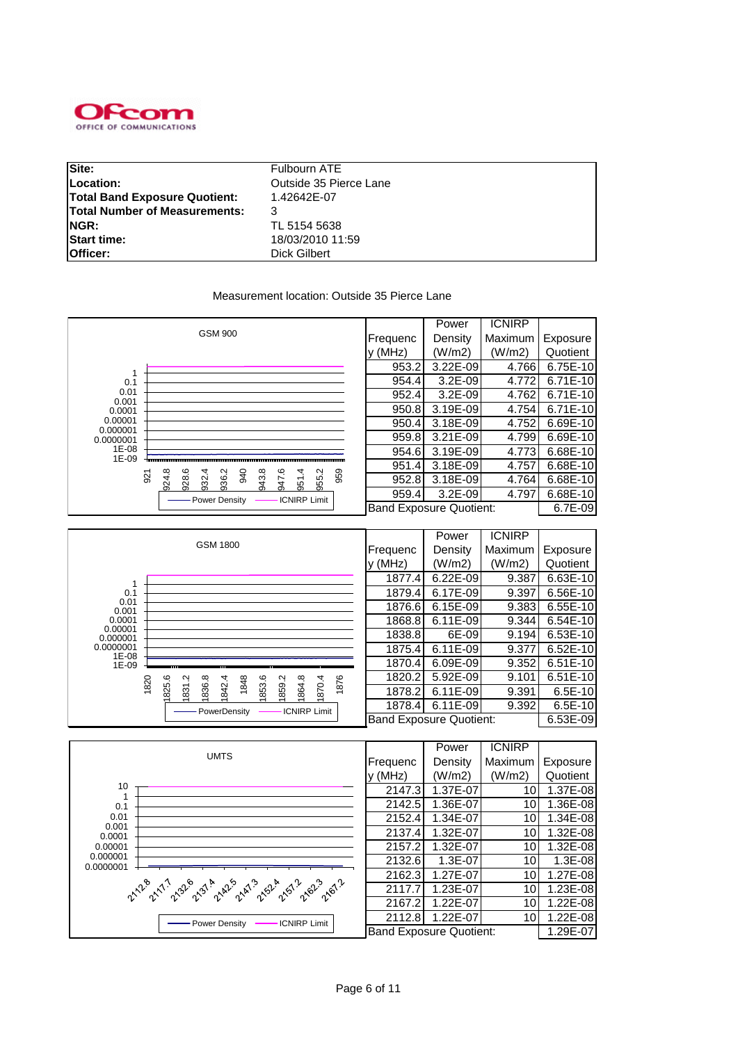OFCOM OFFICE OF COMMUNICATIONS

| | |
|---|---|
| **Site:** | Fulbourn ATE |
| **Location:** | Outside 35 Pierce Lane |
| **Total Band Exposure Quotient:** | 1.42642E-07 |
| **Total Number of Measurements:** | 3 |
| **NGR:** | TL 5154 5638 |
| **Start time:** | 18/03/2010 11:59 |
| **Officer:** | Dick Gilbert |

Measurement location: Outside 35 Pierce Lane

GSM 900

| Frequency (MHz) | Power Density (W/m2) | ICNIRP Maximum (W/m2) | Exposure Quotient |
|---|---|---|---|
| 953.2 | 3.22E-09 | 4.766 | 6.75E-10 |
| 954.4 | 3.2E-09 | 4.772 | 6.71E-10 |
| 952.4 | 3.2E-09 | 4.762 | 6.71E-10 |
| 950.8 | 3.19E-09 | 4.754 | 6.71E-10 |
| 950.4 | 3.18E-09 | 4.752 | 6.69E-10 |
| 959.8 | 3.21E-09 | 4.799 | 6.69E-10 |
| 954.6 | 3.19E-09 | 4.773 | 6.68E-10 |
| 951.4 | 3.18E-09 | 4.757 | 6.68E-10 |
| 952.8 | 3.18E-09 | 4.764 | 6.68E-10 |
| 959.4 | 3.2E-09 | 4.797 | 6.68E-10 |
| Band Exposure Quotient: | | | 6.7E-09 |

GSM 1800

| Frequency (MHz) | Power Density (W/m2) | ICNIRP Maximum (W/m2) | Exposure Quotient |
|---|---|---|---|
| 1877.4 | 6.22E-09 | 9.387 | 6.63E-10 |
| 1879.4 | 6.17E-09 | 9.397 | 6.56E-10 |
| 1876.6 | 6.15E-09 | 9.383 | 6.55E-10 |
| 1868.8 | 6.11E-09 | 9.344 | 6.54E-10 |
| 1838.8 | 6E-09 | 9.194 | 6.53E-10 |
| 1875.4 | 6.11E-09 | 9.377 | 6.52E-10 |
| 1870.4 | 6.09E-09 | 9.352 | 6.51E-10 |
| 1820.2 | 5.92E-09 | 9.101 | 6.51E-10 |
| 1878.2 | 6.11E-09 | 9.391 | 6.5E-10 |
| 1878.4 | 6.11E-09 | 9.392 | 6.5E-10 |
| Band Exposure Quotient: | | | 6.53E-09 |

UMTS

| Frequency (MHz) | Power Density (W/m2) | ICNIRP Maximum (W/m2) | Exposure Quotient |
|---|---|---|---|
| 2147.3 | 1.37E-07 | 10 | 1.37E-08 |
| 2142.5 | 1.36E-07 | 10 | 1.36E-08 |
| 2152.4 | 1.34E-07 | 10 | 1.34E-08 |
| 2137.4 | 1.32E-07 | 10 | 1.32E-08 |
| 2157.2 | 1.32E-07 | 10 | 1.32E-08 |
| 2132.6 | 1.3E-07 | 10 | 1.3E-08 |
| 2162.3 | 1.27E-07 | 10 | 1.27E-08 |
| 2117.7 | 1.23E-07 | 10 | 1.23E-08 |
| 2167.2 | 1.22E-07 | 10 | 1.22E-08 |
| 2112.8 | 1.22E-07 | 10 | 1.22E-08 |
| Band Exposure Quotient: | | | 1.29E-07 |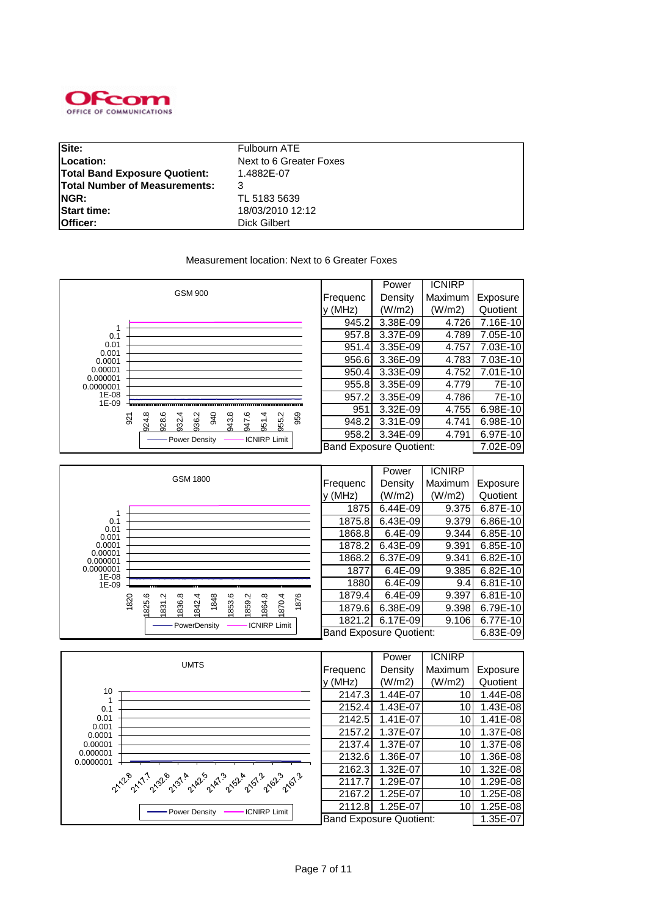Ofcom
OFFICE OF COMMUNICATIONS

| | |
|---|---|
| **Site:** | Fulbourn ATE |
| **Location:** | Next to 6 Greater Foxes |
| **Total Band Exposure Quotient:** | 1.4882E-07 |
| **Total Number of Measurements:** | 3 |
| **NGR:** | TL 5183 5639 |
| **Start time:** | 18/03/2010 12:12 |
| **Officer:** | Dick Gilbert |

Measurement location: Next to 6 Greater Foxes

GSM 900

| Frequency (MHz) | Power Density (W/m2) | ICNIRP Maximum (W/m2) | Exposure Quotient |
|---|---|---|---|
| 945.2 | 3.38E-09 | 4.726 | 7.16E-10 |
| 957.8 | 3.37E-09 | 4.789 | 7.05E-10 |
| 951.4 | 3.35E-09 | 4.757 | 7.03E-10 |
| 956.6 | 3.36E-09 | 4.783 | 7.03E-10 |
| 950.4 | 3.33E-09 | 4.752 | 7.01E-10 |
| 955.8 | 3.35E-09 | 4.779 | 7E-10 |
| 957.2 | 3.35E-09 | 4.786 | 7E-10 |
| 951 | 3.32E-09 | 4.755 | 6.98E-10 |
| 948.2 | 3.31E-09 | 4.741 | 6.98E-10 |
| 958.2 | 3.34E-09 | 4.791 | 6.97E-10 |
| Band Exposure Quotient: | | | 7.02E-09 |

GSM 1800

| Frequency (MHz) | Power Density (W/m2) | ICNIRP Maximum (W/m2) | Exposure Quotient |
|---|---|---|---|
| 1875 | 6.44E-09 | 9.375 | 6.87E-10 |
| 1875.8 | 6.43E-09 | 9.379 | 6.86E-10 |
| 1868.8 | 6.4E-09 | 9.344 | 6.85E-10 |
| 1878.2 | 6.43E-09 | 9.391 | 6.85E-10 |
| 1868.2 | 6.37E-09 | 9.341 | 6.82E-10 |
| 1877 | 6.4E-09 | 9.385 | 6.82E-10 |
| 1880 | 6.4E-09 | 9.4 | 6.81E-10 |
| 1879.4 | 6.4E-09 | 9.397 | 6.81E-10 |
| 1879.6 | 6.38E-09 | 9.398 | 6.79E-10 |
| 1821.2 | 6.17E-09 | 9.106 | 6.77E-10 |
| Band Exposure Quotient: | | | 6.83E-09 |

UMTS

| Frequency (MHz) | Power Density (W/m2) | ICNIRP Maximum (W/m2) | Exposure Quotient |
|---|---|---|---|
| 2147.3 | 1.44E-07 | 10 | 1.44E-08 |
| 2152.4 | 1.43E-07 | 10 | 1.43E-08 |
| 2142.5 | 1.41E-07 | 10 | 1.41E-08 |
| 2157.2 | 1.37E-07 | 10 | 1.37E-08 |
| 2137.4 | 1.37E-07 | 10 | 1.37E-08 |
| 2132.6 | 1.36E-07 | 10 | 1.36E-08 |
| 2162.3 | 1.32E-07 | 10 | 1.32E-08 |
| 2117.7 | 1.29E-07 | 10 | 1.29E-08 |
| 2167.2 | 1.25E-07 | 10 | 1.25E-08 |
| 2112.8 | 1.25E-07 | 10 | 1.25E-08 |
| Band Exposure Quotient: | | | 1.35E-07 |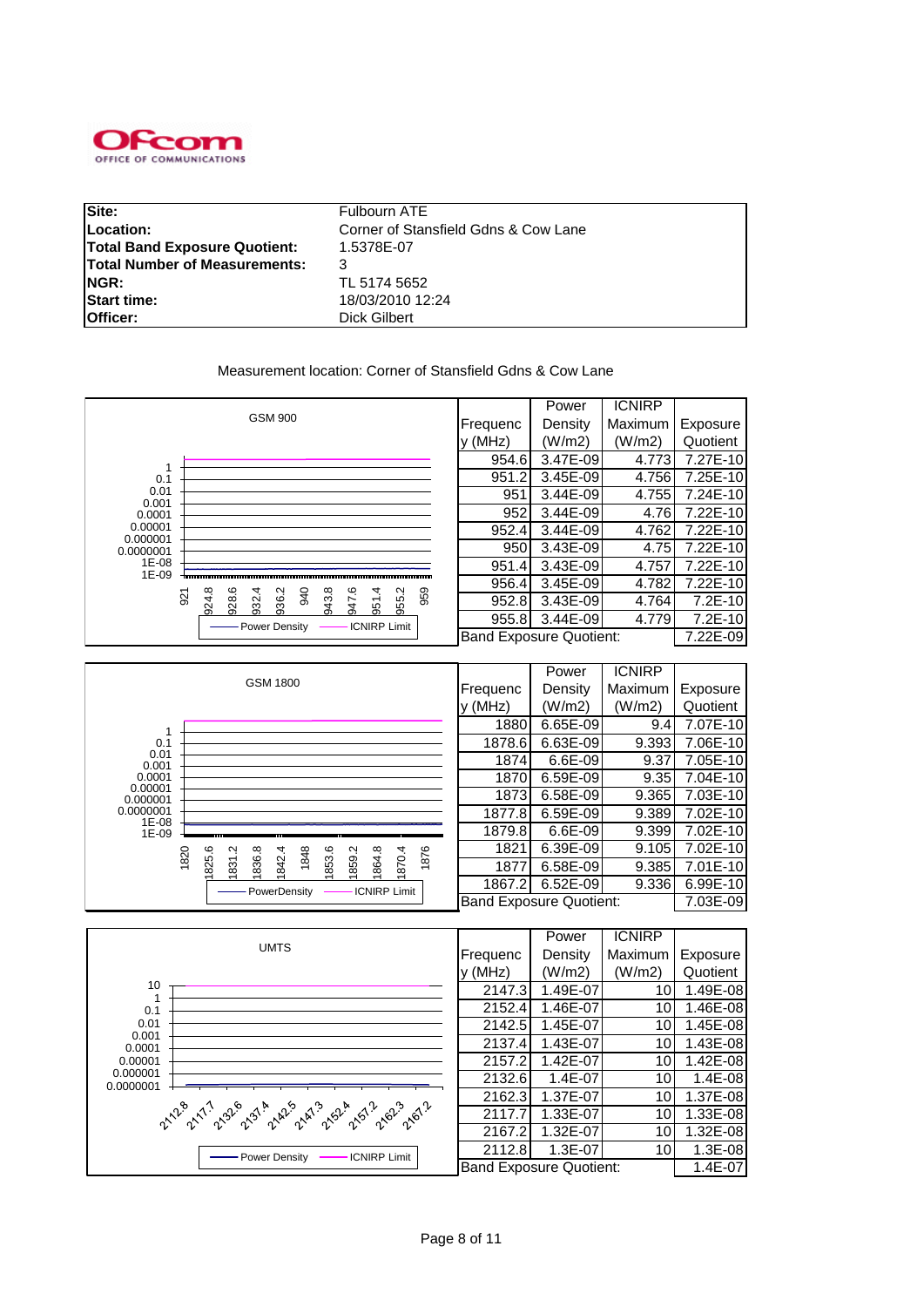Ofcom
OFFICE OF COMMUNICATIONS

| | |
|---|---|
| **Site:** | Fulbourn ATE |
| **Location:** | Corner of Stansfield Gdns & Cow Lane |
| **Total Band Exposure Quotient:** | 1.5378E-07 |
| **Total Number of Measurements:** | 3 |
| **NGR:** | TL 5174 5652 |
| **Start time:** | 18/03/2010 12:24 |
| **Officer:** | Dick Gilbert |

Measurement location: Corner of Stansfield Gdns & Cow Lane

GSM 900

| Frequency (MHz) | Power Density (W/m2) | ICNIRP Maximum (W/m2) | Exposure Quotient |
|---|---|---|---|
| 954.6 | 3.47E-09 | 4.773 | 7.27E-10 |
| 951.2 | 3.45E-09 | 4.756 | 7.25E-10 |
| 951 | 3.44E-09 | 4.755 | 7.24E-10 |
| 952 | 3.44E-09 | 4.76 | 7.22E-10 |
| 952.4 | 3.44E-09 | 4.762 | 7.22E-10 |
| 950 | 3.43E-09 | 4.75 | 7.22E-10 |
| 951.4 | 3.43E-09 | 4.757 | 7.22E-10 |
| 956.4 | 3.45E-09 | 4.782 | 7.22E-10 |
| 952.8 | 3.43E-09 | 4.764 | 7.2E-10 |
| 955.8 | 3.44E-09 | 4.779 | 7.2E-10 |
| Band Exposure Quotient: | | | 7.22E-09 |

GSM 1800

| Frequency (MHz) | Power Density (W/m2) | ICNIRP Maximum (W/m2) | Exposure Quotient |
|---|---|---|---|
| 1880 | 6.65E-09 | 9.4 | 7.07E-10 |
| 1878.6 | 6.63E-09 | 9.393 | 7.06E-10 |
| 1874 | 6.6E-09 | 9.37 | 7.05E-10 |
| 1870 | 6.59E-09 | 9.35 | 7.04E-10 |
| 1873 | 6.58E-09 | 9.365 | 7.03E-10 |
| 1877.8 | 6.59E-09 | 9.389 | 7.02E-10 |
| 1879.8 | 6.6E-09 | 9.399 | 7.02E-10 |
| 1821 | 6.39E-09 | 9.105 | 7.02E-10 |
| 1877 | 6.58E-09 | 9.385 | 7.01E-10 |
| 1867.2 | 6.52E-09 | 9.336 | 6.99E-10 |
| Band Exposure Quotient: | | | 7.03E-09 |

UMTS

| Frequency (MHz) | Power Density (W/m2) | ICNIRP Maximum (W/m2) | Exposure Quotient |
|---|---|---|---|
| 2147.3 | 1.49E-07 | 10 | 1.49E-08 |
| 2152.4 | 1.46E-07 | 10 | 1.46E-08 |
| 2142.5 | 1.45E-07 | 10 | 1.45E-08 |
| 2137.4 | 1.43E-07 | 10 | 1.43E-08 |
| 2157.2 | 1.42E-07 | 10 | 1.42E-08 |
| 2132.6 | 1.4E-07 | 10 | 1.4E-08 |
| 2162.3 | 1.37E-07 | 10 | 1.37E-08 |
| 2117.7 | 1.33E-07 | 10 | 1.33E-08 |
| 2167.2 | 1.32E-07 | 10 | 1.32E-08 |
| 2112.8 | 1.3E-07 | 10 | 1.3E-08 |
| Band Exposure Quotient: | | | 1.4E-07 |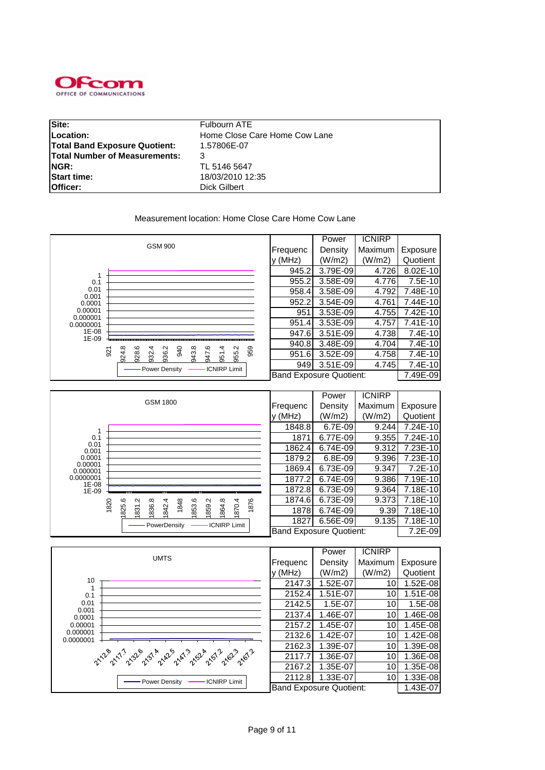Ofcom
OFFICE OF COMMUNICATIONS

| | |
|---|---|
| **Site:** | Fulbourn ATE |
| **Location:** | Home Close Care Home Cow Lane |
| **Total Band Exposure Quotient:** | 1.57806E-07 |
| **Total Number of Measurements:** | 3 |
| **NGR:** | TL 5146 5647 |
| **Start time:** | 18/03/2010 12:35 |
| **Officer:** | Dick Gilbert |

Measurement location: Home Close Care Home Cow Lane

GSM 900

| Frequency (MHz) | Power Density (W/m2) | ICNIRP Maximum (W/m2) | Exposure Quotient |
|---|---|---|---|
| 945.2 | 3.79E-09 | 4.726 | 8.02E-10 |
| 955.2 | 3.58E-09 | 4.776 | 7.5E-10 |
| 958.4 | 3.58E-09 | 4.792 | 7.48E-10 |
| 952.2 | 3.54E-09 | 4.761 | 7.44E-10 |
| 951 | 3.53E-09 | 4.755 | 7.42E-10 |
| 951.4 | 3.53E-09 | 4.757 | 7.41E-10 |
| 947.6 | 3.51E-09 | 4.738 | 7.4E-10 |
| 940.8 | 3.48E-09 | 4.704 | 7.4E-10 |
| 951.6 | 3.52E-09 | 4.758 | 7.4E-10 |
| 949 | 3.51E-09 | 4.745 | 7.4E-10 |
| Band Exposure Quotient: | | | 7.49E-09 |

GSM 1800

| Frequency (MHz) | Power Density (W/m2) | ICNIRP Maximum (W/m2) | Exposure Quotient |
|---|---|---|---|
| 1848.8 | 6.7E-09 | 9.244 | 7.24E-10 |
| 1871 | 6.77E-09 | 9.355 | 7.24E-10 |
| 1862.4 | 6.74E-09 | 9.312 | 7.23E-10 |
| 1879.2 | 6.8E-09 | 9.396 | 7.23E-10 |
| 1869.4 | 6.73E-09 | 9.347 | 7.2E-10 |
| 1877.2 | 6.74E-09 | 9.386 | 7.19E-10 |
| 1872.8 | 6.73E-09 | 9.364 | 7.18E-10 |
| 1874.6 | 6.73E-09 | 9.373 | 7.18E-10 |
| 1878 | 6.74E-09 | 9.39 | 7.18E-10 |
| 1827 | 6.56E-09 | 9.135 | 7.18E-10 |
| Band Exposure Quotient: | | | 7.2E-09 |

UMTS

| Frequency (MHz) | Power Density (W/m2) | ICNIRP Maximum (W/m2) | Exposure Quotient |
|---|---|---|---|
| 2147.3 | 1.52E-07 | 10 | 1.52E-08 |
| 2152.4 | 1.51E-07 | 10 | 1.51E-08 |
| 2142.5 | 1.5E-07 | 10 | 1.5E-08 |
| 2137.4 | 1.46E-07 | 10 | 1.46E-08 |
| 2157.2 | 1.45E-07 | 10 | 1.45E-08 |
| 2132.6 | 1.42E-07 | 10 | 1.42E-08 |
| 2162.3 | 1.39E-07 | 10 | 1.39E-08 |
| 2117.7 | 1.36E-07 | 10 | 1.36E-08 |
| 2167.2 | 1.35E-07 | 10 | 1.35E-08 |
| 2112.8 | 1.33E-07 | 10 | 1.33E-08 |
| Band Exposure Quotient: | | | 1.43E-07 |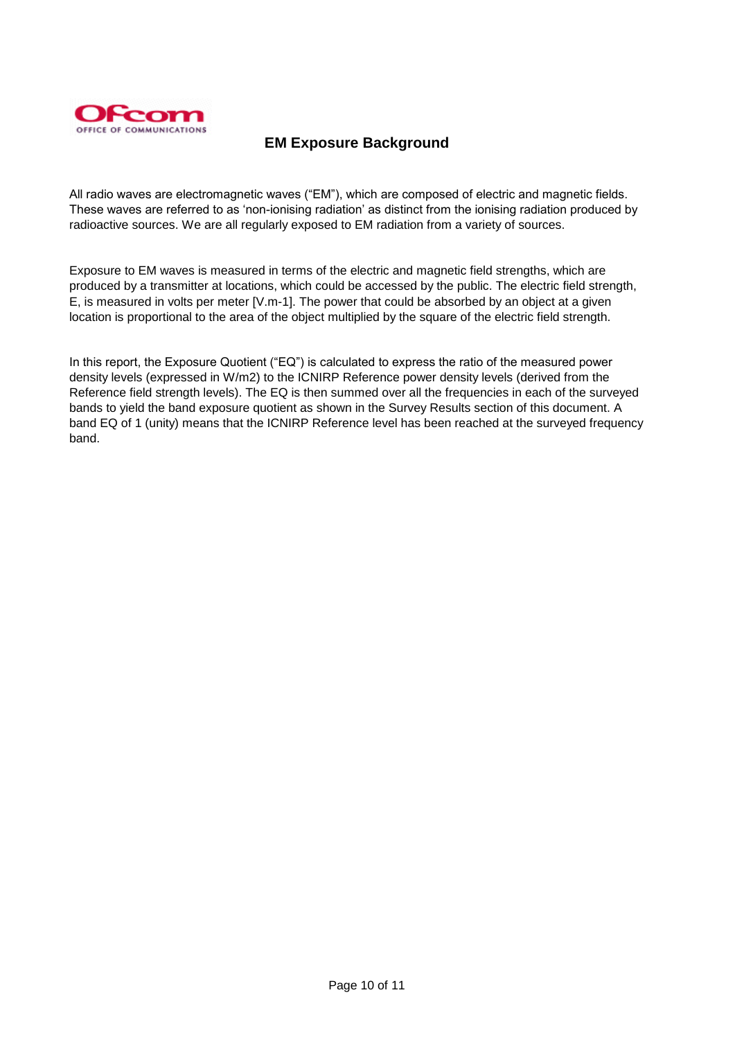## EM Exposure Background

All radio waves are electromagnetic waves ("EM"), which are composed of electric and magnetic fields. These waves are referred to as 'non-ionising radiation' as distinct from the ionising radiation produced by radioactive sources. We are all regularly exposed to EM radiation from a variety of sources.

Exposure to EM waves is measured in terms of the electric and magnetic field strengths, which are produced by a transmitter at locations, which could be accessed by the public. The electric field strength, E, is measured in volts per meter [$V.m^{-1}$]. The power that could be absorbed by an object at a given location is proportional to the area of the object multiplied by the square of the electric field strength.

In this report, the Exposure Quotient ("EQ") is calculated to express the ratio of the measured power density levels (expressed in $W/m^2$) to the ICNIRP Reference power density levels (derived from the Reference field strength levels). The EQ is then summed over all the frequencies in each of the surveyed bands to yield the band exposure quotient as shown in the Survey Results section of this document. A band EQ of 1 (unity) means that the ICNIRP Reference level has been reached at the surveyed frequency band.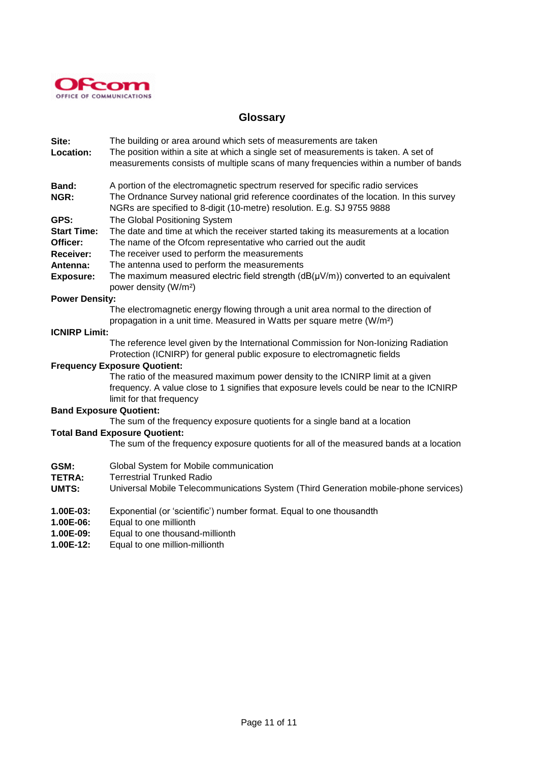OFFICE OF COMMUNICATIONS

## Glossary

**Site:** The building or area around which sets of measurements are taken

**Location:** The position within a site at which a single set of measurements is taken. A set of measurements consists of multiple scans of many frequencies within a number of bands

**Band:** A portion of the electromagnetic spectrum reserved for specific radio services

**NGR:** The Ordnance Survey national grid reference coordinates of the location. In this survey NGRs are specified to 8-digit (10-metre) resolution. E.g. SJ 9755 9888

**GPS:** The Global Positioning System

**Start Time:** The date and time at which the receiver started taking its measurements at a location

**Officer:** The name of the Ofcom representative who carried out the audit

**Receiver:** The receiver used to perform the measurements

**Antenna:** The antenna used to perform the measurements

**Exposure:** The maximum measured electric field strength (dB(μV/m)) converted to an equivalent power density (W/m$^2$)

**Power Density:**
The electromagnetic energy flowing through a unit area normal to the direction of propagation in a unit time. Measured in Watts per square metre (W/m$^2$)

**ICNIRP Limit:**
The reference level given by the International Commission for Non-Ionizing Radiation Protection (ICNIRP) for general public exposure to electromagnetic fields

**Frequency Exposure Quotient:**
The ratio of the measured maximum power density to the ICNIRP limit at a given frequency. A value close to 1 signifies that exposure levels could be near to the ICNIRP limit for that frequency

**Band Exposure Quotient:**
The sum of the frequency exposure quotients for a single band at a location

**Total Band Exposure Quotient:**
The sum of the frequency exposure quotients for all of the measured bands at a location

**GSM:** Global System for Mobile communication

**TETRA:** Terrestrial Trunked Radio

**UMTS:** Universal Mobile Telecommunications System (Third Generation mobile-phone services)

**1.00E-03:** Exponential (or 'scientific') number format. Equal to one thousandth

**1.00E-06:** Equal to one millionth

**1.00E-09:** Equal to one thousand-millionth

**1.00E-12:** Equal to one million-millionth